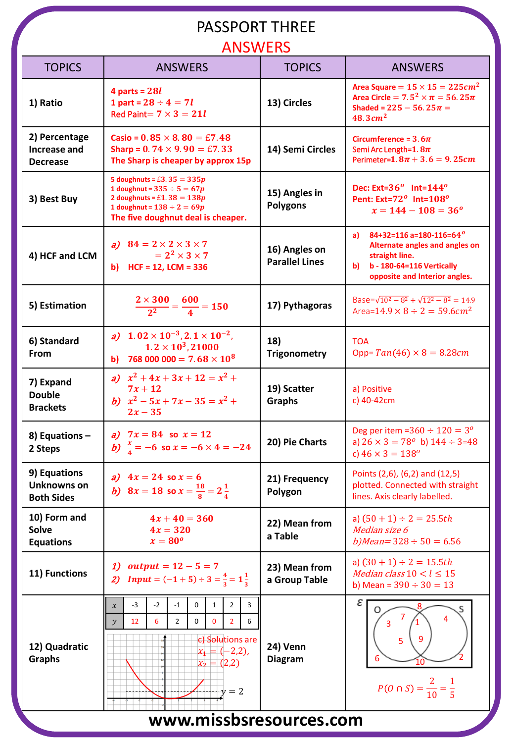# PASSPORT THREE

## ANSWERS

| TOPICS | ANSWERS | TOPICS | ANSWERS |
|---|---|---|---|
| 1) Ratio | 4 parts = $28l$<br>1 part = $28 \div 4 = 7l$<br>Red Paint= $7 \times 3 = 21l$ | 13) Circles | Area Square $= 15 \times 15 = 225cm^2$<br>Area Circle $= 7.5^2 \times \pi = 56.25\pi$<br>Shaded $= 225 - 56.25\pi =$<br>$48.3cm^2$ |
| 2) Percentage Increase and Decrease | Casio $= 0.85 \times 8.80 = £7.48$<br>Sharp $= 0.74 \times 9.90 = £7.33$<br>The Sharp is cheaper by approx 15p | 14) Semi Circles | Circumference $= 3.6\pi$<br>Semi Arc Length$=1.8\pi$<br>Perimeter$=1.8\pi + 3.6 = 9.25cm$ |
| 3) Best Buy | 5 doughnuts = $£3.35 = 335p$<br>1 doughnut = $335 \div 5 = 67p$<br>2 doughnuts = $£1.38 = 138p$<br>1 doughnut = $138 \div 2 = 69p$<br>The five doughnut deal is cheaper. | 15) Angles in Polygons | Dec: Ext$=36^o$ Int$=144^o$<br>Pent: Ext$=72^o$ Int$=108^o$<br>$x = 144 - 108 = 36^o$ |
| 4) HCF and LCM | a) $84 = 2 \times 2 \times 3 \times 7$<br>$= 2^2 \times 3 \times 7$<br>b) HCF = 12, LCM = 336 | 16) Angles on Parallel Lines | a) 84+32=116 a=180-116=$64^o$ Alternate angles and angles on straight line.<br>b) b - 180-64=116 Vertically opposite and Interior angles. |
| 5) Estimation | $\frac{2 \times 300}{2^2} = \frac{600}{4} = 150$ | 17) Pythagoras | Base$=\sqrt{10^2 - 8^2} + \sqrt{12^2 - 8^2} = 14.9$<br>Area$=14.9 \times 8 \div 2 = 59.6cm^2$ |
| 6) Standard From | a) $1.02 \times 10^{-3}, 2.1 \times 10^{-2},$<br>$1.2 \times 10^3, 21000$<br>b) $768\,000\,000 = 7.68 \times 10^8$ | 18) Trigonometry | TOA<br>Opp$= Tan(46) \times 8 = 8.28cm$ |
| 7) Expand Double Brackets | a) $x^2 + 4x + 3x + 12 = x^2 + 7x + 12$<br>b) $x^2 - 5x + 7x - 35 = x^2 + 2x - 35$ | 19) Scatter Graphs | a) Positive<br>c) 40-42cm |
| 8) Equations – 2 Steps | a) $7x = 84$ so $x = 12$<br>b) $\frac{x}{4} = -6$ so $x = -6 \times 4 = -24$ | 20) Pie Charts | Deg per item $=360 \div 120 = 3^o$<br>a) $26 \times 3 = 78^o$ b) $144 \div 3 = 48$<br>c) $46 \times 3 = 138^o$ |
| 9) Equations Unknowns on Both Sides | a) $4x = 24$ so $x = 6$<br>b) $8x = 18$ so $x = \frac{18}{8} = 2\frac{1}{4}$ | 21) Frequency Polygon | Points (2,6), (6,2) and (12,5) plotted. Connected with straight lines. Axis clearly labelled. |
| 10) Form and Solve Equations | $4x + 40 = 360$<br>$4x = 320$<br>$x = 80^o$ | 22) Mean from a Table | a) $(50 + 1) \div 2 = 25.5th$<br>*Median size 6*<br>b) *Mean*$= 328 \div 50 = 6.56$ |
| 11) Functions | 1) $output = 12 - 5 = 7$<br>2) $Input = (-1 + 5) \div 3 = \frac{4}{3} = 1\frac{1}{3}$ | 23) Mean from a Group Table | a) $(30 + 1) \div 2 = 15.5th$<br>*Median class* $10 < l \leq 15$<br>b) Mean $= 390 \div 30 = 13$ |
| 12) Quadratic Graphs | Table: $x$: -3, -2, -1, 0, 1, 2, 3; $y$: 12, 6, 2, 0, 0, 2, 6<br>[Graph with line $y = 2$]<br>c) Solutions are $x_1 = (-2,2)$, $x_2 = (2,2)$ | 24) Venn Diagram | [Venn diagram: $\varepsilon$, O only: 3, 7, 5; O ∩ S: 1, 9; S only: 4; outside: 8, 6, 10, 2]<br>$P(O \cap S) = \frac{2}{10} = \frac{1}{5}$ |

www.missbsresources.com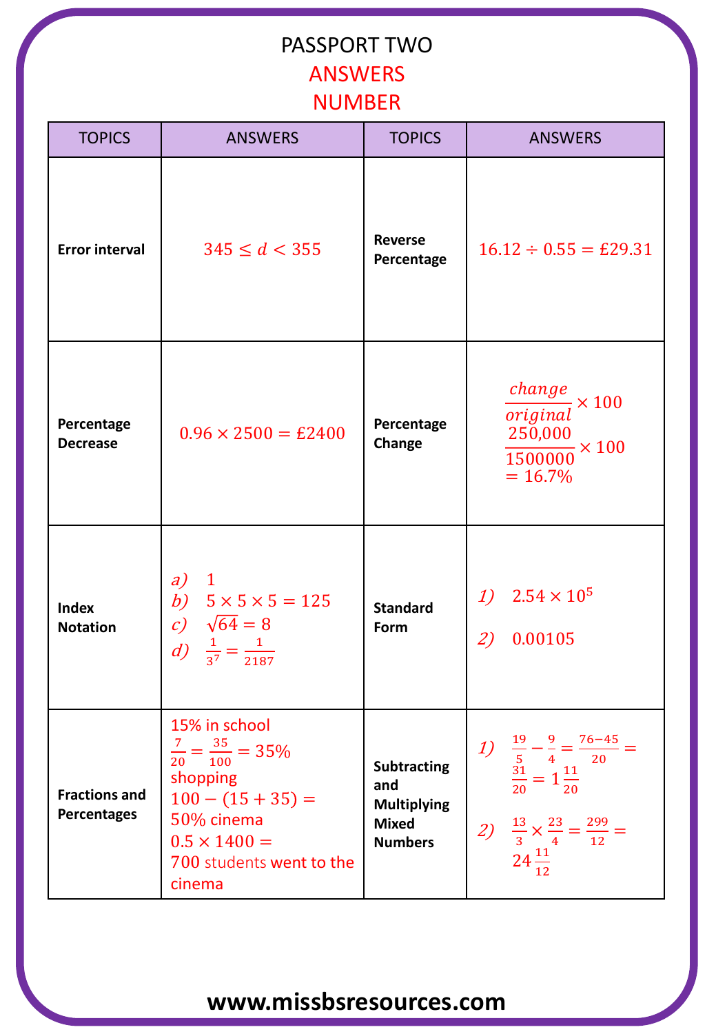# PASSPORT TWO

## ANSWERS

## NUMBER

| TOPICS | ANSWERS | TOPICS | ANSWERS |
|---|---|---|---|
| **Error interval** | $345 \leq d < 355$ | **Reverse Percentage** | $16.12 \div 0.55 = £29.31$ |
| **Percentage Decrease** | $0.96 \times 2500 = £2400$ | **Percentage Change** | $\frac{change}{original} \times 100$ <br> $\frac{250{,}000}{1500000} \times 100$ <br> $= 16.7\%$ |
| **Index Notation** | *a)* $1$ <br> *b)* $5 \times 5 \times 5 = 125$ <br> *c)* $\sqrt{64} = 8$ <br> *d)* $\frac{1}{3^7} = \frac{1}{2187}$ | **Standard Form** | *1)* $2.54 \times 10^5$ <br> *2)* $0.00105$ |
| **Fractions and Percentages** | 15% in school <br> $\frac{7}{20} = \frac{35}{100} = 35\%$ shopping <br> $100 - (15 + 35) =$ 50% cinema <br> $0.5 \times 1400 =$ 700 students went to the cinema | **Subtracting and Multiplying Mixed Numbers** | *1)* $\frac{19}{5} - \frac{9}{4} = \frac{76-45}{20} = \frac{31}{20} = 1\frac{11}{20}$ <br> *2)* $\frac{13}{3} \times \frac{23}{4} = \frac{299}{12} = 24\frac{11}{12}$ |

**www.missbsresources.com**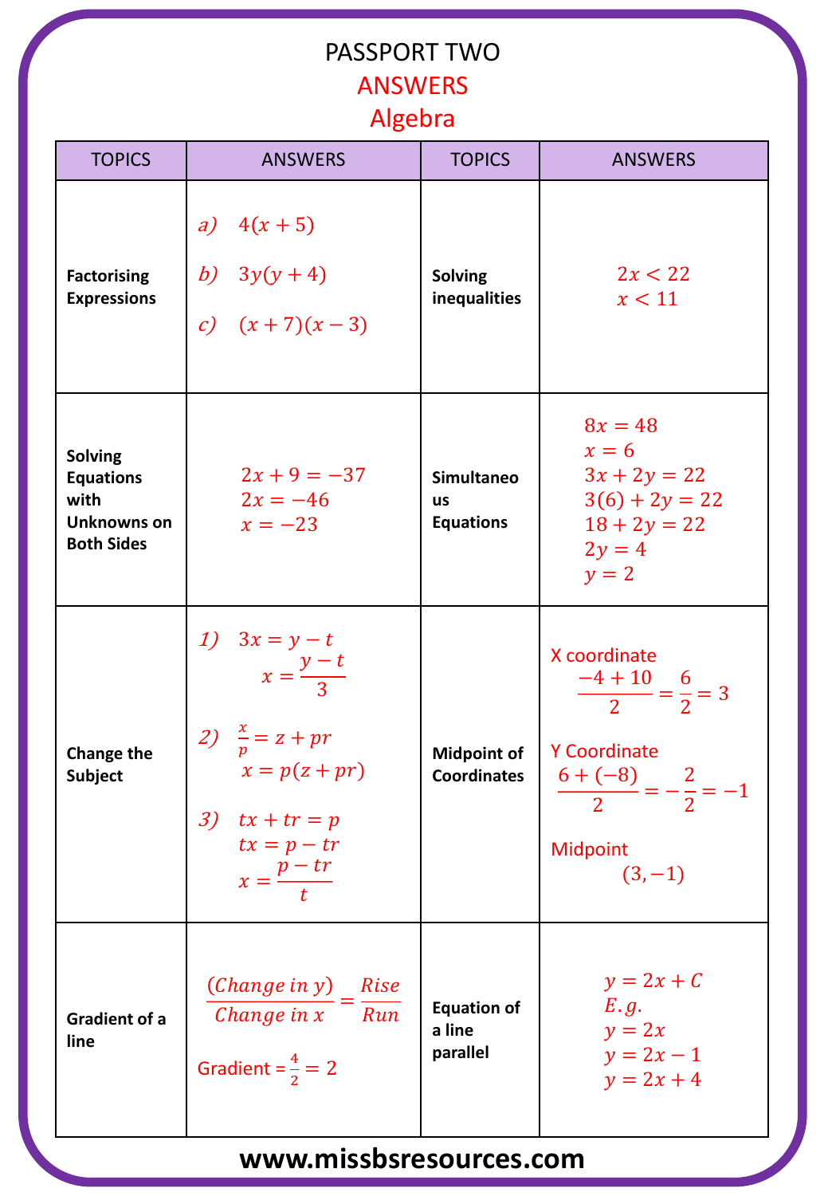# PASSPORT TWO

## ANSWERS

## Algebra

| TOPICS | ANSWERS | TOPICS | ANSWERS |
|---|---|---|---|
| **Factorising Expressions** | *a)* $4(x+5)$ <br> *b)* $3y(y+4)$ <br> *c)* $(x+7)(x-3)$ | **Solving inequalities** | $2x < 22$ <br> $x < 11$ |
| **Solving Equations with Unknowns on Both Sides** | $2x + 9 = -37$ <br> $2x = -46$ <br> $x = -23$ | **Simultaneous Equations** | $8x = 48$ <br> $x = 6$ <br> $3x + 2y = 22$ <br> $3(6) + 2y = 22$ <br> $18 + 2y = 22$ <br> $2y = 4$ <br> $y = 2$ |
| **Change the Subject** | *1)* $3x = y - t$ <br> $x = \frac{y-t}{3}$ <br> *2)* $\frac{x}{p} = z + pr$ <br> $x = p(z + pr)$ <br> *3)* $tx + tr = p$ <br> $tx = p - tr$ <br> $x = \frac{p - tr}{t}$ | **Midpoint of Coordinates** | X coordinate <br> $\frac{-4+10}{2} = \frac{6}{2} = 3$ <br> Y Coordinate <br> $\frac{6+(-8)}{2} = -\frac{2}{2} = -1$ <br> Midpoint <br> $(3, -1)$ |
| **Gradient of a line** | $\frac{(Change\ in\ y)}{Change\ in\ x} = \frac{Rise}{Run}$ <br> Gradient $= \frac{4}{2} = 2$ | **Equation of a line parallel** | $y = 2x + C$ <br> $E.g.$ <br> $y = 2x$ <br> $y = 2x - 1$ <br> $y = 2x + 4$ |

**www.missbsresources.com**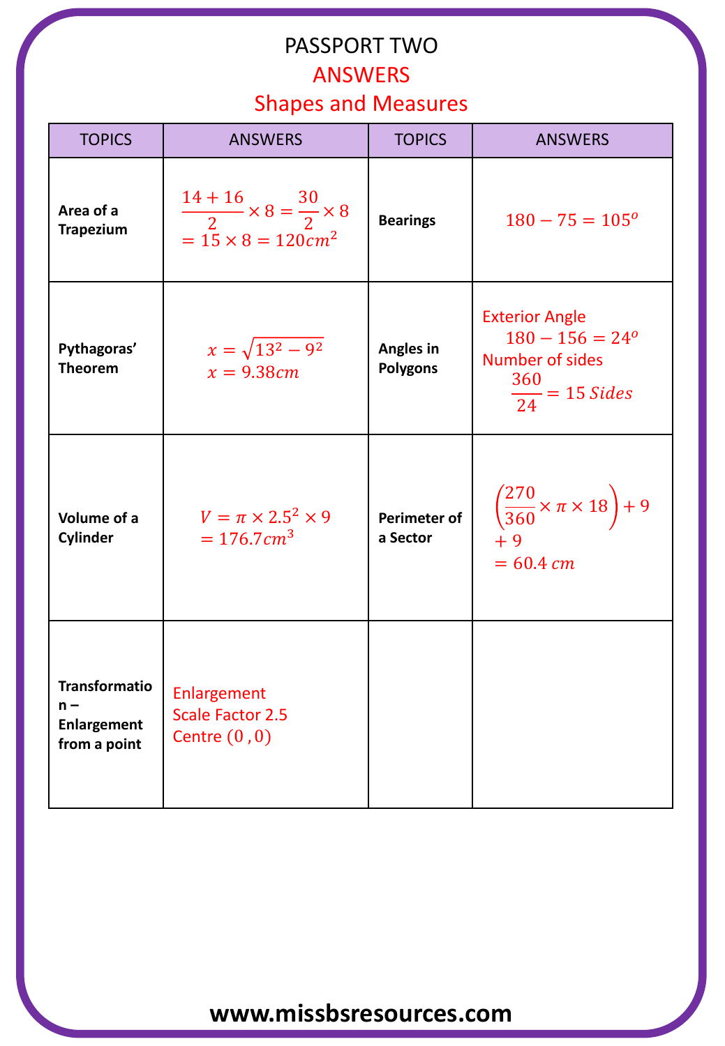# PASSPORT TWO

## ANSWERS

## Shapes and Measures

| TOPICS | ANSWERS | TOPICS | ANSWERS |
|---|---|---|---|
| **Area of a Trapezium** | $\frac{14+16}{2}\times 8=\frac{30}{2}\times 8$ $=15\times 8=120cm^2$ | **Bearings** | $180-75=105^o$ |
| **Pythagoras' Theorem** | $x=\sqrt{13^2-9^2}$ $x=9.38cm$ | **Angles in Polygons** | Exterior Angle $180-156=24^o$ Number of sides $\frac{360}{24}=15\ Sides$ |
| **Volume of a Cylinder** | $V=\pi\times 2.5^2\times 9$ $=176.7cm^3$ | **Perimeter of a Sector** | $\left(\frac{270}{360}\times\pi\times 18\right)+9$ $+9$ $=60.4\ cm$ |
| **Transformation – Enlargement from a point** | Enlargement Scale Factor 2.5 Centre $(0,0)$ | | |

www.missbsresources.com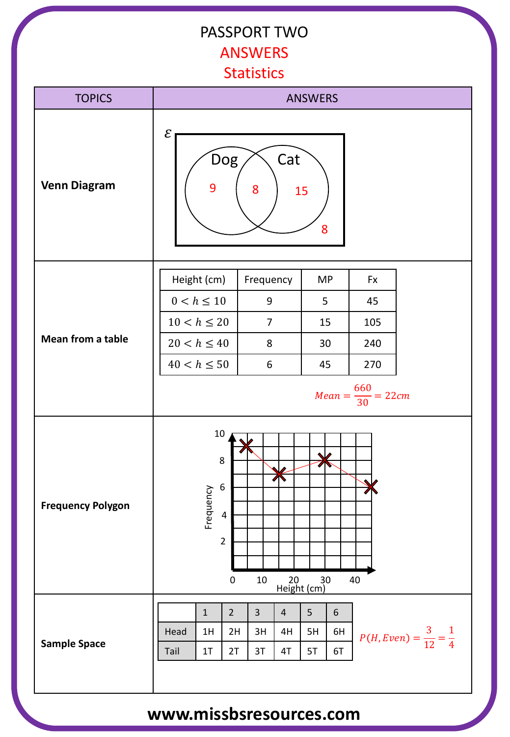# PASSPORT TWO
## ANSWERS
## Statistics

| TOPICS | ANSWERS |
|---|---|
| **Venn Diagram** | $\mathcal{E}$ Dog Cat 9 8 15 8 |
| **Mean from a table** | (see table below) $Mean = \frac{660}{30} = 22cm$ |
| **Frequency Polygon** | 10 8 6 4 2 Frequency 0 10 20 30 40 Height (cm) |
| **Sample Space** | (see table below) $P(H, Even) = \frac{3}{12} = \frac{1}{4}$ |

**Mean from a table**

| Height (cm) | Frequency | MP | Fx |
|---|---|---|---|
| $0 < h \leq 10$ | 9 | 5 | 45 |
| $10 < h \leq 20$ | 7 | 15 | 105 |
| $20 < h \leq 40$ | 8 | 30 | 240 |
| $40 < h \leq 50$ | 6 | 45 | 270 |

$Mean = \frac{660}{30} = 22cm$

**Sample Space**

| | 1 | 2 | 3 | 4 | 5 | 6 |
|---|---|---|---|---|---|---|
| Head | 1H | 2H | 3H | 4H | 5H | 6H |
| Tail | 1T | 2T | 3T | 4T | 5T | 6T |

$P(H, Even) = \frac{3}{12} = \frac{1}{4}$

**www.missbsresources.com**